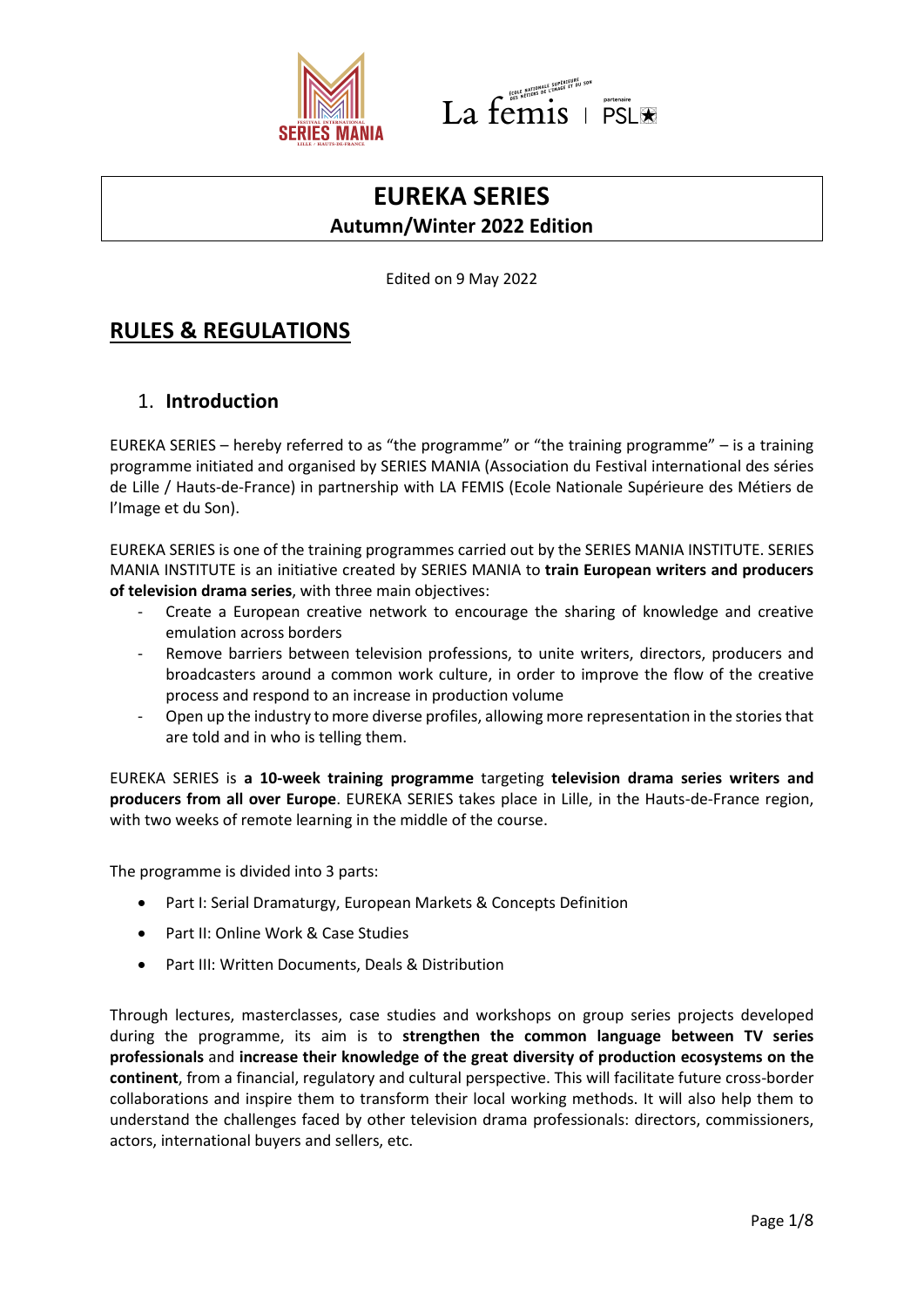# EUREKA SERIES
## Autumn/Winter 2022 Edition

Edited on 9 May 2022

# RULES & REGULATIONS

## 1. Introduction

EUREKA SERIES – hereby referred to as "the programme" or "the training programme" – is a training programme initiated and organised by SERIES MANIA (Association du Festival international des séries de Lille / Hauts-de-France) in partnership with LA FEMIS (Ecole Nationale Supérieure des Métiers de l'Image et du Son).

EUREKA SERIES is one of the training programmes carried out by the SERIES MANIA INSTITUTE. SERIES MANIA INSTITUTE is an initiative created by SERIES MANIA to **train European writers and producers of television drama series**, with three main objectives:

- Create a European creative network to encourage the sharing of knowledge and creative emulation across borders
- Remove barriers between television professions, to unite writers, directors, producers and broadcasters around a common work culture, in order to improve the flow of the creative process and respond to an increase in production volume
- Open up the industry to more diverse profiles, allowing more representation in the stories that are told and in who is telling them.

EUREKA SERIES is **a 10-week training programme** targeting **television drama series writers and producers from all over Europe**. EUREKA SERIES takes place in Lille, in the Hauts-de-France region, with two weeks of remote learning in the middle of the course.

The programme is divided into 3 parts:

- Part I: Serial Dramaturgy, European Markets & Concepts Definition
- Part II: Online Work & Case Studies
- Part III: Written Documents, Deals & Distribution

Through lectures, masterclasses, case studies and workshops on group series projects developed during the programme, its aim is to **strengthen the common language between TV series professionals** and **increase their knowledge of the great diversity of production ecosystems on the continent**, from a financial, regulatory and cultural perspective. This will facilitate future cross-border collaborations and inspire them to transform their local working methods. It will also help them to understand the challenges faced by other television drama professionals: directors, commissioners, actors, international buyers and sellers, etc.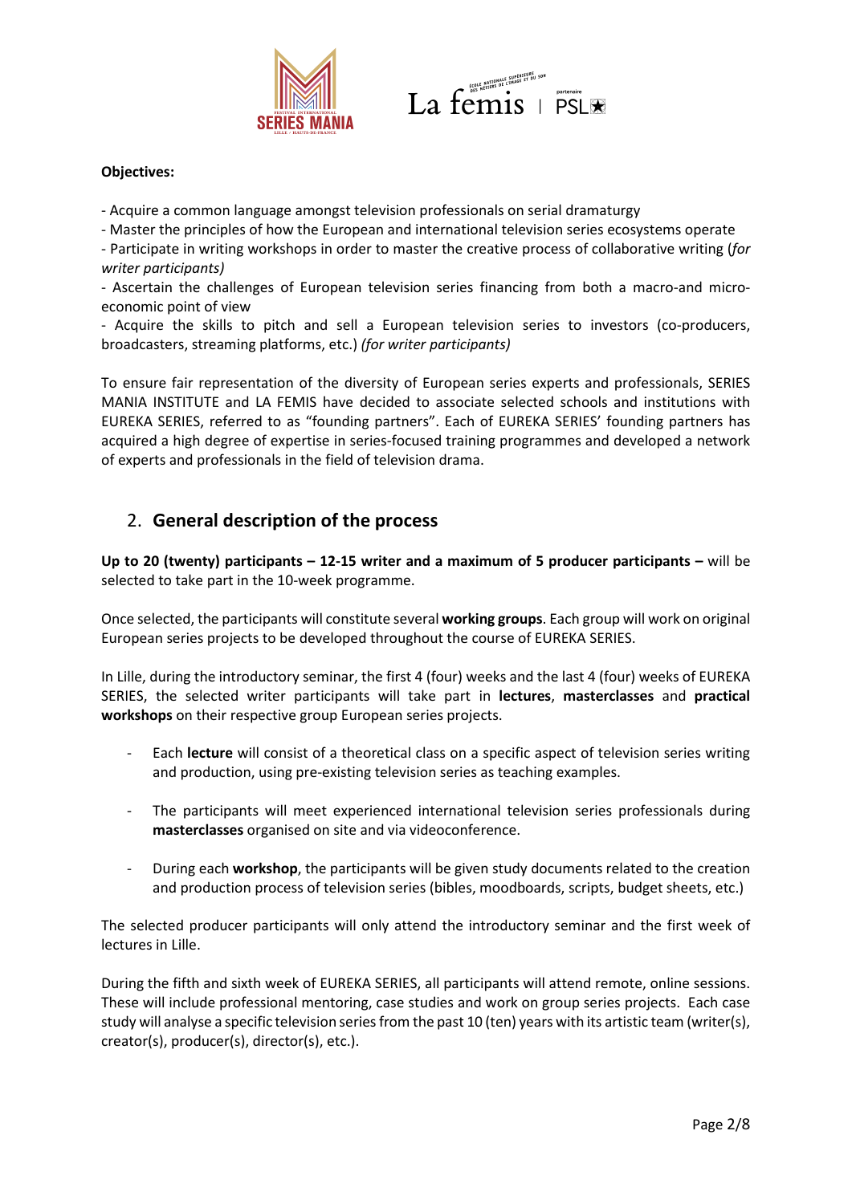**Objectives:**

- Acquire a common language amongst television professionals on serial dramaturgy
- Master the principles of how the European and international television series ecosystems operate
- Participate in writing workshops in order to master the creative process of collaborative writing (*for writer participants)*
- Ascertain the challenges of European television series financing from both a macro-and micro-economic point of view
- Acquire the skills to pitch and sell a European television series to investors (co-producers, broadcasters, streaming platforms, etc.) *(for writer participants)*

To ensure fair representation of the diversity of European series experts and professionals, SERIES MANIA INSTITUTE and LA FEMIS have decided to associate selected schools and institutions with EUREKA SERIES, referred to as "founding partners". Each of EUREKA SERIES' founding partners has acquired a high degree of expertise in series-focused training programmes and developed a network of experts and professionals in the field of television drama.

## 2. **General description of the process**

**Up to 20 (twenty) participants – 12-15 writer and a maximum of 5 producer participants –** will be selected to take part in the 10-week programme.

Once selected, the participants will constitute several **working groups**. Each group will work on original European series projects to be developed throughout the course of EUREKA SERIES.

In Lille, during the introductory seminar, the first 4 (four) weeks and the last 4 (four) weeks of EUREKA SERIES, the selected writer participants will take part in **lectures**, **masterclasses** and **practical workshops** on their respective group European series projects.

- Each **lecture** will consist of a theoretical class on a specific aspect of television series writing and production, using pre-existing television series as teaching examples.
- The participants will meet experienced international television series professionals during **masterclasses** organised on site and via videoconference.
- During each **workshop**, the participants will be given study documents related to the creation and production process of television series (bibles, moodboards, scripts, budget sheets, etc.)

The selected producer participants will only attend the introductory seminar and the first week of lectures in Lille.

During the fifth and sixth week of EUREKA SERIES, all participants will attend remote, online sessions. These will include professional mentoring, case studies and work on group series projects. Each case study will analyse a specific television series from the past 10 (ten) years with its artistic team (writer(s), creator(s), producer(s), director(s), etc.).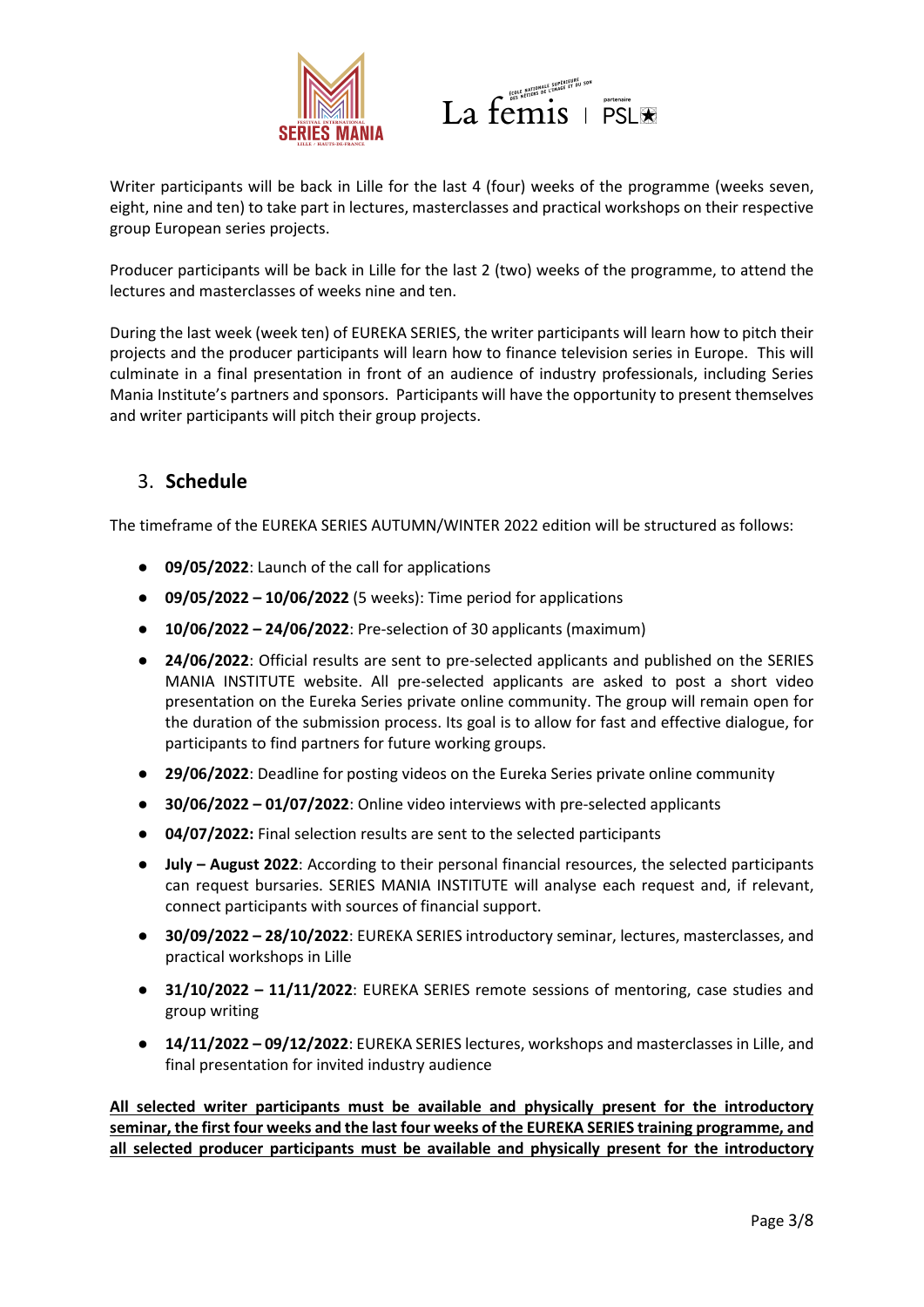Writer participants will be back in Lille for the last 4 (four) weeks of the programme (weeks seven, eight, nine and ten) to take part in lectures, masterclasses and practical workshops on their respective group European series projects.

Producer participants will be back in Lille for the last 2 (two) weeks of the programme, to attend the lectures and masterclasses of weeks nine and ten.

During the last week (week ten) of EUREKA SERIES, the writer participants will learn how to pitch their projects and the producer participants will learn how to finance television series in Europe. This will culminate in a final presentation in front of an audience of industry professionals, including Series Mania Institute's partners and sponsors. Participants will have the opportunity to present themselves and writer participants will pitch their group projects.

## 3. Schedule

The timeframe of the EUREKA SERIES AUTUMN/WINTER 2022 edition will be structured as follows:

- **09/05/2022**: Launch of the call for applications
- **09/05/2022 – 10/06/2022** (5 weeks): Time period for applications
- **10/06/2022 – 24/06/2022**: Pre-selection of 30 applicants (maximum)
- **24/06/2022**: Official results are sent to pre-selected applicants and published on the SERIES MANIA INSTITUTE website. All pre-selected applicants are asked to post a short video presentation on the Eureka Series private online community. The group will remain open for the duration of the submission process. Its goal is to allow for fast and effective dialogue, for participants to find partners for future working groups.
- **29/06/2022**: Deadline for posting videos on the Eureka Series private online community
- **30/06/2022 – 01/07/2022**: Online video interviews with pre-selected applicants
- **04/07/2022:** Final selection results are sent to the selected participants
- **July – August 2022**: According to their personal financial resources, the selected participants can request bursaries. SERIES MANIA INSTITUTE will analyse each request and, if relevant, connect participants with sources of financial support.
- **30/09/2022 – 28/10/2022**: EUREKA SERIES introductory seminar, lectures, masterclasses, and practical workshops in Lille
- **31/10/2022 – 11/11/2022**: EUREKA SERIES remote sessions of mentoring, case studies and group writing
- **14/11/2022 – 09/12/2022**: EUREKA SERIES lectures, workshops and masterclasses in Lille, and final presentation for invited industry audience

**All selected writer participants must be available and physically present for the introductory seminar, the first four weeks and the last four weeks of the EUREKA SERIES training programme, and all selected producer participants must be available and physically present for the introductory**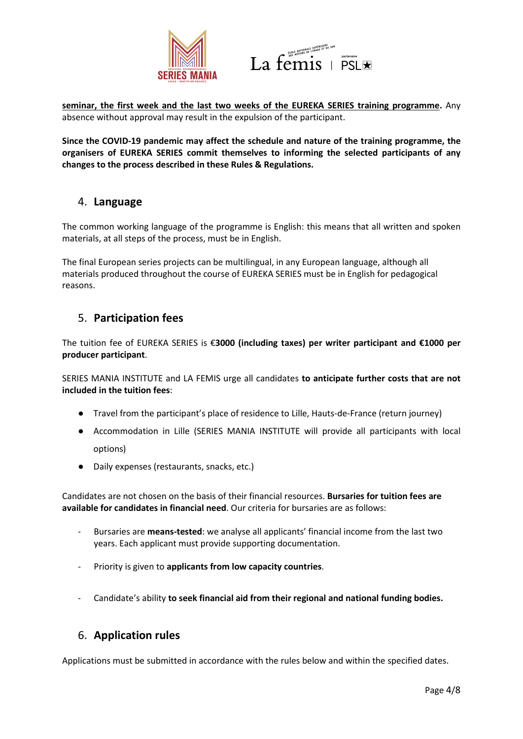**seminar, the first week and the last two weeks of the EUREKA SERIES training programme.** Any absence without approval may result in the expulsion of the participant.

**Since the COVID-19 pandemic may affect the schedule and nature of the training programme, the organisers of EUREKA SERIES commit themselves to informing the selected participants of any changes to the process described in these Rules & Regulations.**

## 4. Language

The common working language of the programme is English: this means that all written and spoken materials, at all steps of the process, must be in English.

The final European series projects can be multilingual, in any European language, although all materials produced throughout the course of EUREKA SERIES must be in English for pedagogical reasons.

## 5. Participation fees

The tuition fee of EUREKA SERIES is €**3000 (including taxes) per writer participant and €1000 per producer participant**.

SERIES MANIA INSTITUTE and LA FEMIS urge all candidates **to anticipate further costs that are not included in the tuition fees**:

- Travel from the participant's place of residence to Lille, Hauts-de-France (return journey)
- Accommodation in Lille (SERIES MANIA INSTITUTE will provide all participants with local options)
- Daily expenses (restaurants, snacks, etc.)

Candidates are not chosen on the basis of their financial resources. **Bursaries for tuition fees are available for candidates in financial need**. Our criteria for bursaries are as follows:

- Bursaries are **means-tested**: we analyse all applicants' financial income from the last two years. Each applicant must provide supporting documentation.
- Priority is given to **applicants from low capacity countries**.
- Candidate's ability **to seek financial aid from their regional and national funding bodies.**

## 6. Application rules

Applications must be submitted in accordance with the rules below and within the specified dates.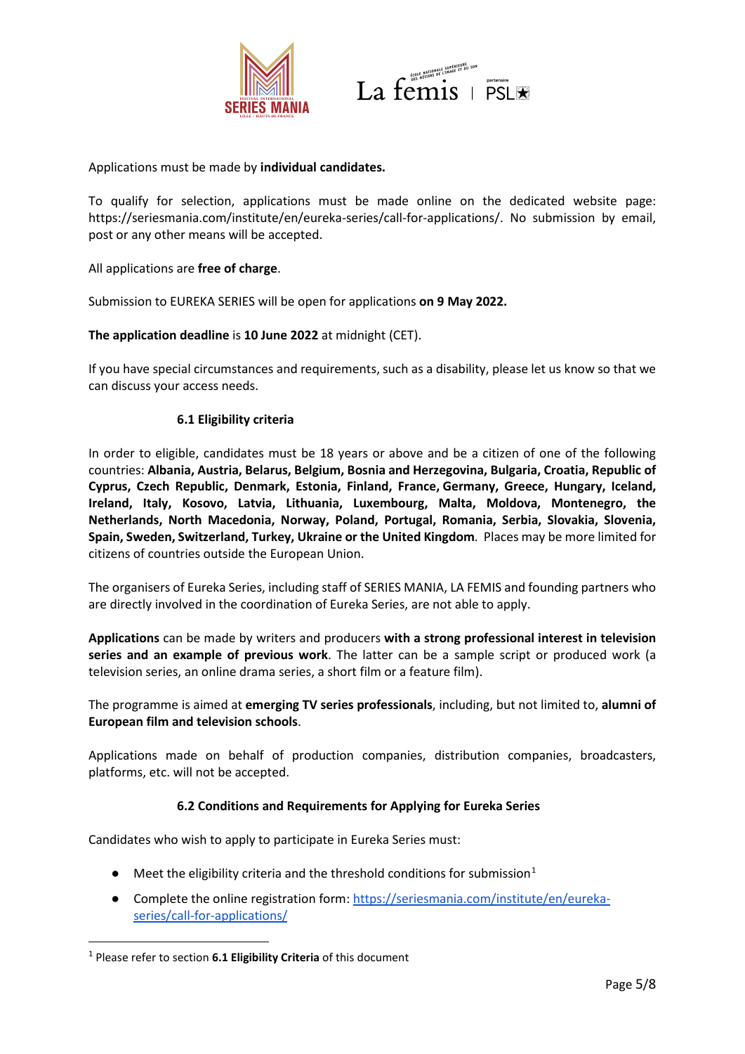Applications must be made by **individual candidates.**

To qualify for selection, applications must be made online on the dedicated website page: https://seriesmania.com/institute/en/eureka-series/call-for-applications/. No submission by email, post or any other means will be accepted.

All applications are **free of charge**.

Submission to EUREKA SERIES will be open for applications **on 9 May 2022.**

**The application deadline** is **10 June 2022** at midnight (CET).

If you have special circumstances and requirements, such as a disability, please let us know so that we can discuss your access needs.

### 6.1 Eligibility criteria

In order to eligible, candidates must be 18 years or above and be a citizen of one of the following countries: **Albania, Austria, Belarus, Belgium, Bosnia and Herzegovina, Bulgaria, Croatia, Republic of Cyprus, Czech Republic, Denmark, Estonia, Finland, France, Germany, Greece, Hungary, Iceland, Ireland, Italy, Kosovo, Latvia, Lithuania, Luxembourg, Malta, Moldova, Montenegro, the Netherlands, North Macedonia, Norway, Poland, Portugal, Romania, Serbia, Slovakia, Slovenia, Spain, Sweden, Switzerland, Turkey, Ukraine or the United Kingdom**. Places may be more limited for citizens of countries outside the European Union.

The organisers of Eureka Series, including staff of SERIES MANIA, LA FEMIS and founding partners who are directly involved in the coordination of Eureka Series, are not able to apply.

**Applications** can be made by writers and producers **with a strong professional interest in television series and an example of previous work**. The latter can be a sample script or produced work (a television series, an online drama series, a short film or a feature film).

The programme is aimed at **emerging TV series professionals**, including, but not limited to, **alumni of European film and television schools**.

Applications made on behalf of production companies, distribution companies, broadcasters, platforms, etc. will not be accepted.

### 6.2 Conditions and Requirements for Applying for Eureka Series

Candidates who wish to apply to participate in Eureka Series must:

- Meet the eligibility criteria and the threshold conditions for submission[1]
- Complete the online registration form: https://seriesmania.com/institute/en/eureka-series/call-for-applications/

[1] Please refer to section **6.1 Eligibility Criteria** of this document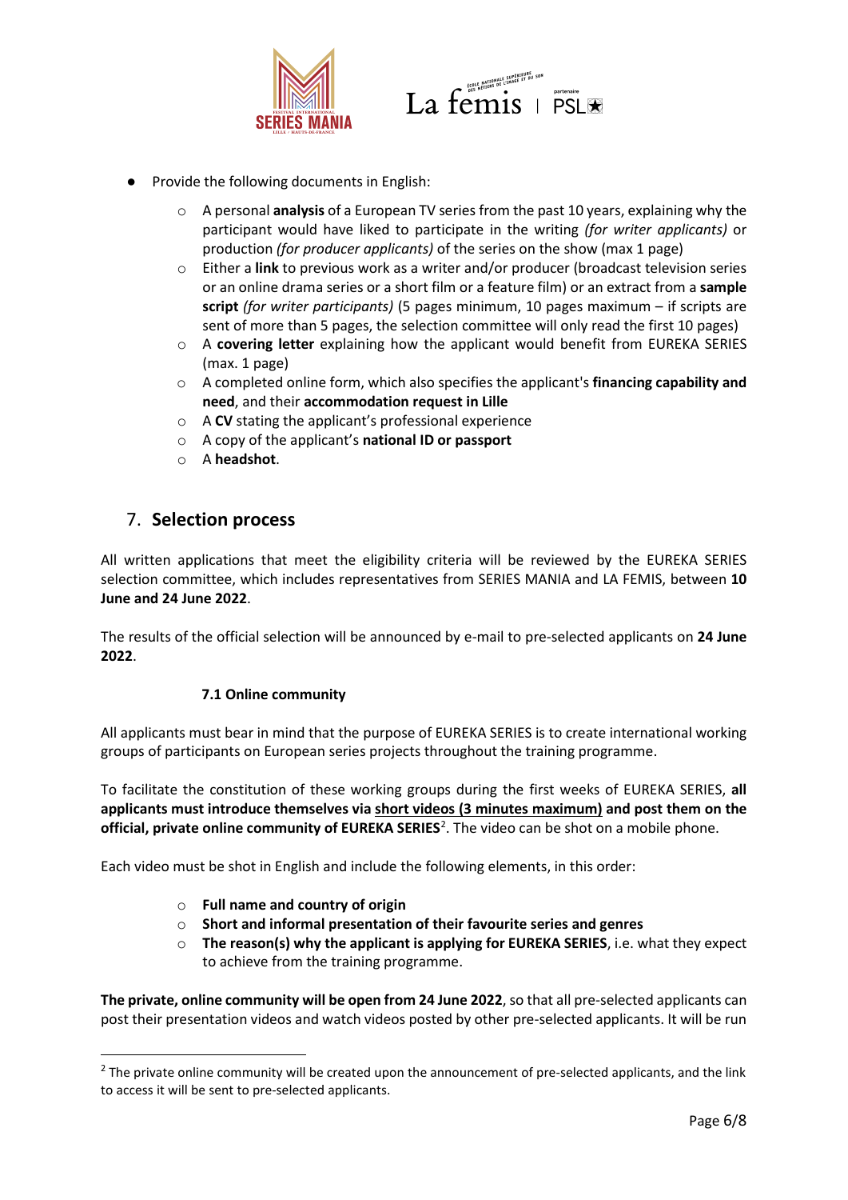- Provide the following documents in English:
  - A personal **analysis** of a European TV series from the past 10 years, explaining why the participant would have liked to participate in the writing *(for writer applicants)* or production *(for producer applicants)* of the series on the show (max 1 page)
  - Either a **link** to previous work as a writer and/or producer (broadcast television series or an online drama series or a short film or a feature film) or an extract from a **sample script** *(for writer participants)* (5 pages minimum, 10 pages maximum – if scripts are sent of more than 5 pages, the selection committee will only read the first 10 pages)
  - A **covering letter** explaining how the applicant would benefit from EUREKA SERIES (max. 1 page)
  - A completed online form, which also specifies the applicant's **financing capability and need**, and their **accommodation request in Lille**
  - A **CV** stating the applicant's professional experience
  - A copy of the applicant's **national ID or passport**
  - A **headshot**.

## 7. **Selection process**

All written applications that meet the eligibility criteria will be reviewed by the EUREKA SERIES selection committee, which includes representatives from SERIES MANIA and LA FEMIS, between **10 June and 24 June 2022**.

The results of the official selection will be announced by e-mail to pre-selected applicants on **24 June 2022**.

### 7.1 Online community

All applicants must bear in mind that the purpose of EUREKA SERIES is to create international working groups of participants on European series projects throughout the training programme.

To facilitate the constitution of these working groups during the first weeks of EUREKA SERIES, **all applicants must introduce themselves via short videos (3 minutes maximum) and post them on the official, private online community of EUREKA SERIES**[2]. The video can be shot on a mobile phone.

Each video must be shot in English and include the following elements, in this order:

- **Full name and country of origin**
- **Short and informal presentation of their favourite series and genres**
- **The reason(s) why the applicant is applying for EUREKA SERIES**, i.e. what they expect to achieve from the training programme.

**The private, online community will be open from 24 June 2022**, so that all pre-selected applicants can post their presentation videos and watch videos posted by other pre-selected applicants. It will be run

[2] The private online community will be created upon the announcement of pre-selected applicants, and the link to access it will be sent to pre-selected applicants.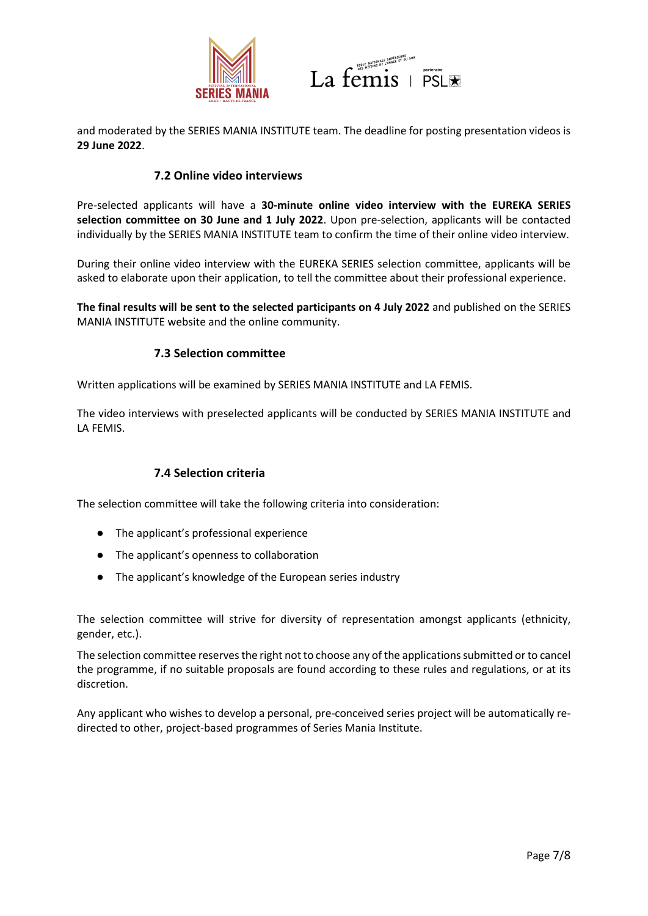and moderated by the SERIES MANIA INSTITUTE team. The deadline for posting presentation videos is **29 June 2022**.

### 7.2 Online video interviews

Pre-selected applicants will have a **30-minute online video interview with the EUREKA SERIES selection committee on 30 June and 1 July 2022**. Upon pre-selection, applicants will be contacted individually by the SERIES MANIA INSTITUTE team to confirm the time of their online video interview.

During their online video interview with the EUREKA SERIES selection committee, applicants will be asked to elaborate upon their application, to tell the committee about their professional experience.

**The final results will be sent to the selected participants on 4 July 2022** and published on the SERIES MANIA INSTITUTE website and the online community.

### 7.3 Selection committee

Written applications will be examined by SERIES MANIA INSTITUTE and LA FEMIS.

The video interviews with preselected applicants will be conducted by SERIES MANIA INSTITUTE and LA FEMIS.

### 7.4 Selection criteria

The selection committee will take the following criteria into consideration:

- The applicant's professional experience
- The applicant's openness to collaboration
- The applicant's knowledge of the European series industry

The selection committee will strive for diversity of representation amongst applicants (ethnicity, gender, etc.).

The selection committee reserves the right not to choose any of the applications submitted or to cancel the programme, if no suitable proposals are found according to these rules and regulations, or at its discretion.

Any applicant who wishes to develop a personal, pre-conceived series project will be automatically re-directed to other, project-based programmes of Series Mania Institute.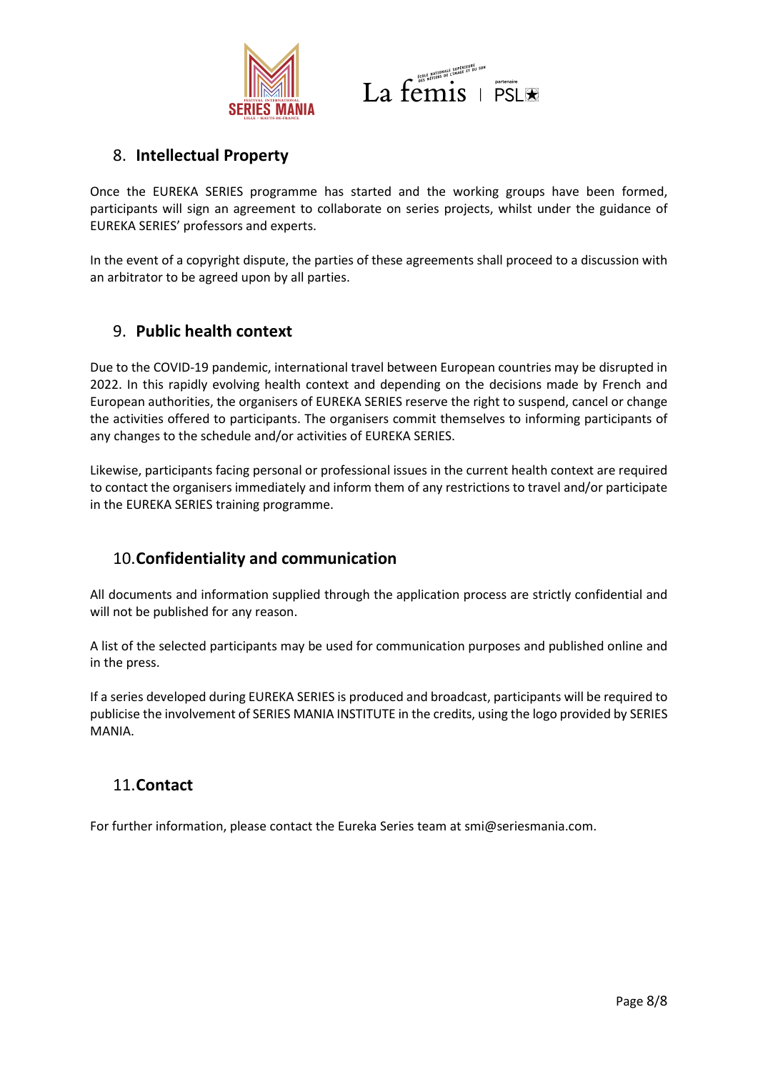## 8. **Intellectual Property**

Once the EUREKA SERIES programme has started and the working groups have been formed, participants will sign an agreement to collaborate on series projects, whilst under the guidance of EUREKA SERIES' professors and experts.

In the event of a copyright dispute, the parties of these agreements shall proceed to a discussion with an arbitrator to be agreed upon by all parties.

## 9. **Public health context**

Due to the COVID-19 pandemic, international travel between European countries may be disrupted in 2022. In this rapidly evolving health context and depending on the decisions made by French and European authorities, the organisers of EUREKA SERIES reserve the right to suspend, cancel or change the activities offered to participants. The organisers commit themselves to informing participants of any changes to the schedule and/or activities of EUREKA SERIES.

Likewise, participants facing personal or professional issues in the current health context are required to contact the organisers immediately and inform them of any restrictions to travel and/or participate in the EUREKA SERIES training programme.

## 10. **Confidentiality and communication**

All documents and information supplied through the application process are strictly confidential and will not be published for any reason.

A list of the selected participants may be used for communication purposes and published online and in the press.

If a series developed during EUREKA SERIES is produced and broadcast, participants will be required to publicise the involvement of SERIES MANIA INSTITUTE in the credits, using the logo provided by SERIES MANIA.

## 11. **Contact**

For further information, please contact the Eureka Series team at smi@seriesmania.com.